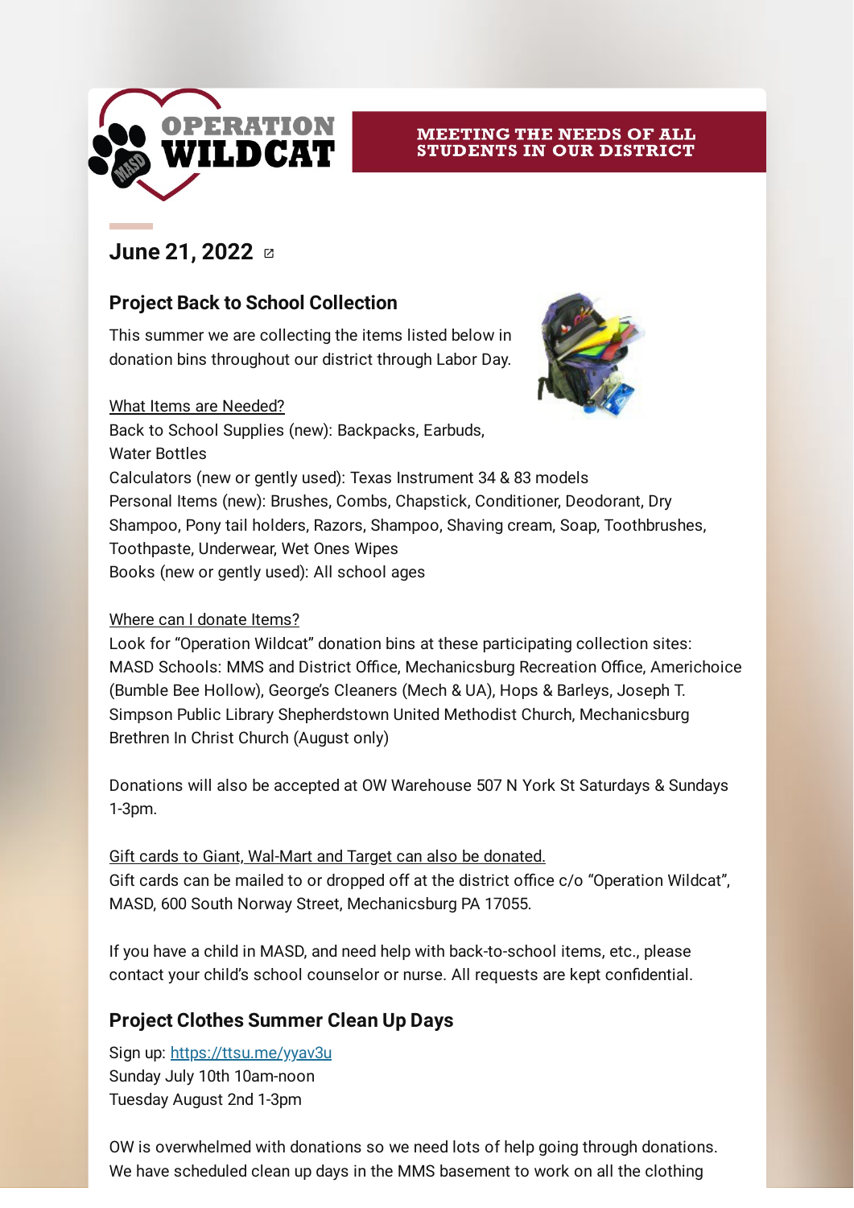# OPERATION WILDCAT

MEETING THE NEEDS OF ALL STUDENTS IN OUR DISTRICT

## June 21, 2022

### Project Back to School Collection

This summer we are collecting the items listed below in donation bins throughout our district through Labor Day.

What Items are Needed?
Back to School Supplies (new): Backpacks, Earbuds, Water Bottles
Calculators (new or gently used): Texas Instrument 34 & 83 models
Personal Items (new): Brushes, Combs, Chapstick, Conditioner, Deodorant, Dry Shampoo, Pony tail holders, Razors, Shampoo, Shaving cream, Soap, Toothbrushes, Toothpaste, Underwear, Wet Ones Wipes
Books (new or gently used): All school ages

Where can I donate Items?
Look for "Operation Wildcat" donation bins at these participating collection sites: MASD Schools: MMS and District Office, Mechanicsburg Recreation Office, Americhoice (Bumble Bee Hollow), George's Cleaners (Mech & UA), Hops & Barleys, Joseph T. Simpson Public Library Shepherdstown United Methodist Church, Mechanicsburg Brethren In Christ Church (August only)

Donations will also be accepted at OW Warehouse 507 N York St Saturdays & Sundays 1-3pm.

Gift cards to Giant, Wal-Mart and Target can also be donated.
Gift cards can be mailed to or dropped off at the district office c/o "Operation Wildcat", MASD, 600 South Norway Street, Mechanicsburg PA 17055.

If you have a child in MASD, and need help with back-to-school items, etc., please contact your child's school counselor or nurse. All requests are kept confidential.

### Project Clothes Summer Clean Up Days

Sign up: https://ttsu.me/yyav3u
Sunday July 10th 10am-noon
Tuesday August 2nd 1-3pm

OW is overwhelmed with donations so we need lots of help going through donations. We have scheduled clean up days in the MMS basement to work on all the clothing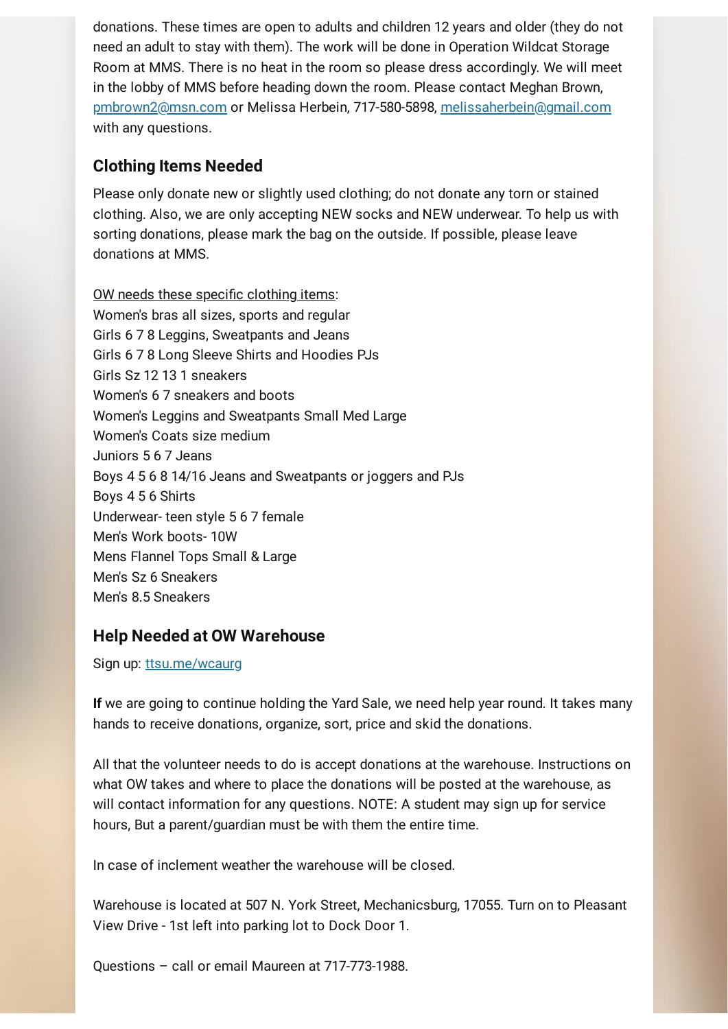donations. These times are open to adults and children 12 years and older (they do not need an adult to stay with them). The work will be done in Operation Wildcat Storage Room at MMS. There is no heat in the room so please dress accordingly. We will meet in the lobby of MMS before heading down the room. Please contact Meghan Brown, pmbrown2@msn.com or Melissa Herbein, 717-580-5898, melissaherbein@gmail.com with any questions.

### Clothing Items Needed

Please only donate new or slightly used clothing; do not donate any torn or stained clothing. Also, we are only accepting NEW socks and NEW underwear. To help us with sorting donations, please mark the bag on the outside. If possible, please leave donations at MMS.

OW needs these specific clothing items:
Women's bras all sizes, sports and regular
Girls 6 7 8 Leggins, Sweatpants and Jeans
Girls 6 7 8 Long Sleeve Shirts and Hoodies PJs
Girls Sz 12 13 1 sneakers
Women's 6 7 sneakers and boots
Women's Leggins and Sweatpants Small Med Large
Women's Coats size medium
Juniors 5 6 7 Jeans
Boys 4 5 6 8 14/16 Jeans and Sweatpants or joggers and PJs
Boys 4 5 6 Shirts
Underwear- teen style 5 6 7 female
Men's Work boots- 10W
Mens Flannel Tops Small & Large
Men's Sz 6 Sneakers
Men's 8.5 Sneakers

### Help Needed at OW Warehouse

Sign up: ttsu.me/wcaurg

**If** we are going to continue holding the Yard Sale, we need help year round. It takes many hands to receive donations, organize, sort, price and skid the donations.

All that the volunteer needs to do is accept donations at the warehouse. Instructions on what OW takes and where to place the donations will be posted at the warehouse, as will contact information for any questions. NOTE: A student may sign up for service hours, But a parent/guardian must be with them the entire time.

In case of inclement weather the warehouse will be closed.

Warehouse is located at 507 N. York Street, Mechanicsburg, 17055. Turn on to Pleasant View Drive - 1st left into parking lot to Dock Door 1.

Questions – call or email Maureen at 717-773-1988.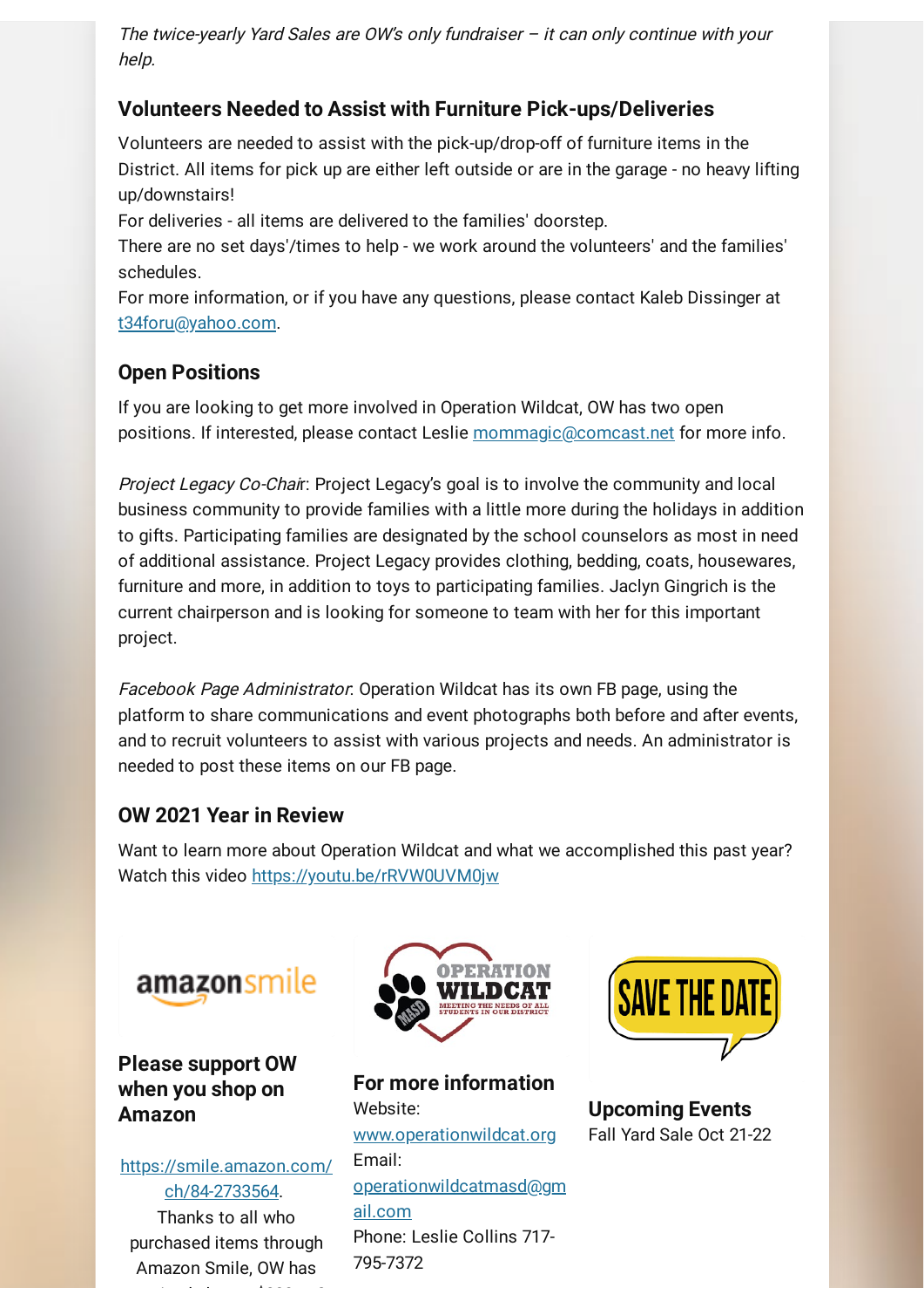*The twice-yearly Yard Sales are OW's only fundraiser – it can only continue with your help.*

### Volunteers Needed to Assist with Furniture Pick-ups/Deliveries

Volunteers are needed to assist with the pick-up/drop-off of furniture items in the District. All items for pick up are either left outside or are in the garage - no heavy lifting up/downstairs!

For deliveries - all items are delivered to the families' doorstep.

There are no set days'/times to help - we work around the volunteers' and the families' schedules.

For more information, or if you have any questions, please contact Kaleb Dissinger at t34foru@yahoo.com.

### Open Positions

If you are looking to get more involved in Operation Wildcat, OW has two open positions. If interested, please contact Leslie mommagic@comcast.net for more info.

*Project Legacy Co-Chair*: Project Legacy's goal is to involve the community and local business community to provide families with a little more during the holidays in addition to gifts. Participating families are designated by the school counselors as most in need of additional assistance. Project Legacy provides clothing, bedding, coats, housewares, furniture and more, in addition to toys to participating families. Jaclyn Gingrich is the current chairperson and is looking for someone to team with her for this important project.

*Facebook Page Administrator*: Operation Wildcat has its own FB page, using the platform to share communications and event photographs both before and after events, and to recruit volunteers to assist with various projects and needs. An administrator is needed to post these items on our FB page.

### OW 2021 Year in Review

Want to learn more about Operation Wildcat and what we accomplished this past year? Watch this video https://youtu.be/rRVW0UVM0jw

### Please support OW when you shop on Amazon

https://smile.amazon.com/ch/84-2733564.
Thanks to all who purchased items through Amazon Smile, OW has

### For more information

Website: www.operationwildcat.org
Email: operationwildcatmasd@gmail.com
Phone: Leslie Collins 717-795-7372

### Upcoming Events

Fall Yard Sale Oct 21-22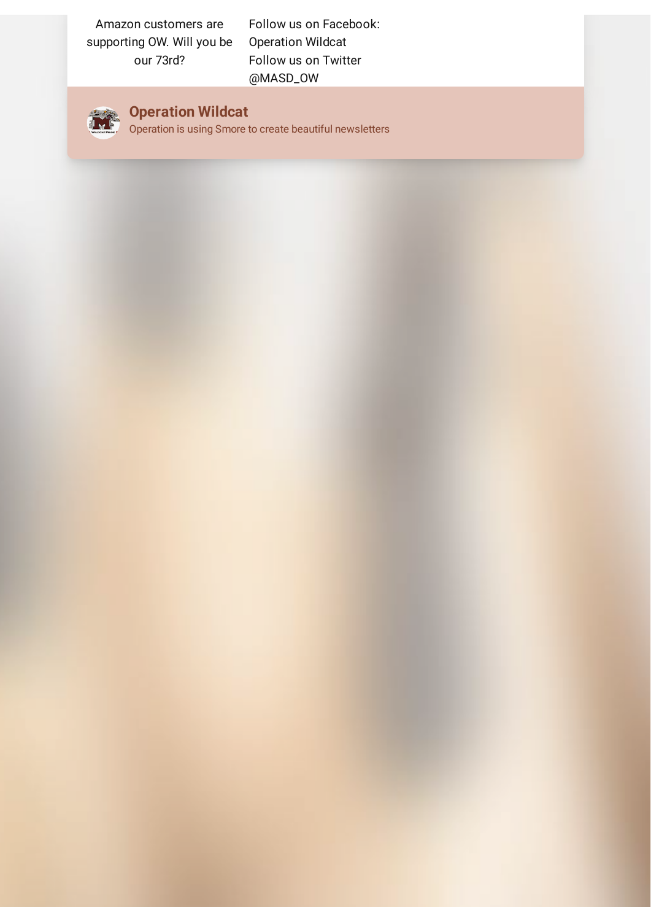Amazon customers are supporting OW. Will you be our 73rd?

Follow us on Facebook: Operation Wildcat
Follow us on Twitter @MASD_OW

**Operation Wildcat**
Operation is using Smore to create beautiful newsletters